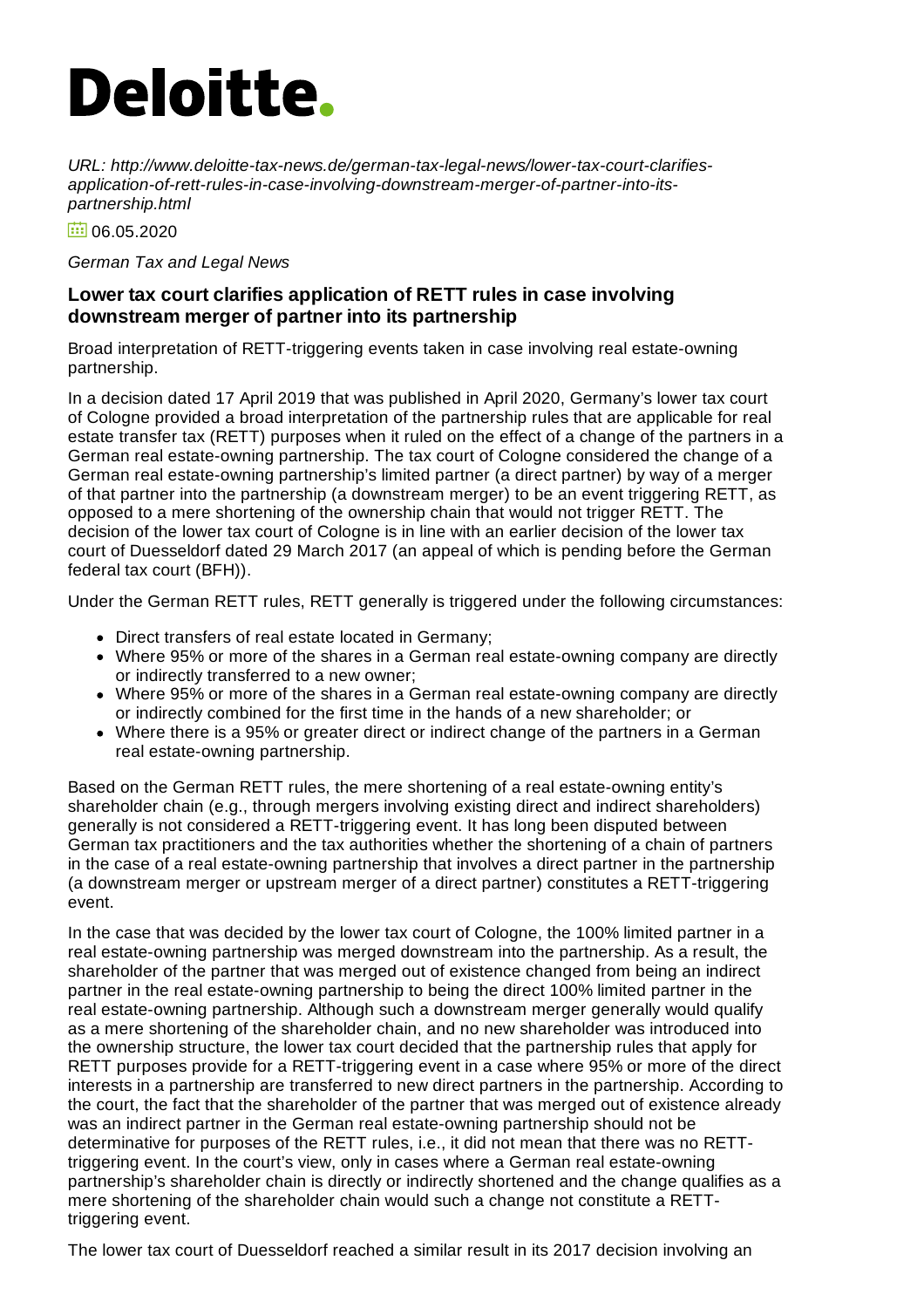# Deloitte.

*URL: http://www.deloitte-tax-news.de/german-tax-legal-news/lower-tax-court-clarifies-application-of-rett-rules-in-case-involving-downstream-merger-of-partner-into-its-partnership.html*

06.05.2020

*German Tax and Legal News*

### Lower tax court clarifies application of RETT rules in case involving downstream merger of partner into its partnership

Broad interpretation of RETT-triggering events taken in case involving real estate-owning partnership.

In a decision dated 17 April 2019 that was published in April 2020, Germany's lower tax court of Cologne provided a broad interpretation of the partnership rules that are applicable for real estate transfer tax (RETT) purposes when it ruled on the effect of a change of the partners in a German real estate-owning partnership. The tax court of Cologne considered the change of a German real estate-owning partnership's limited partner (a direct partner) by way of a merger of that partner into the partnership (a downstream merger) to be an event triggering RETT, as opposed to a mere shortening of the ownership chain that would not trigger RETT. The decision of the lower tax court of Cologne is in line with an earlier decision of the lower tax court of Duesseldorf dated 29 March 2017 (an appeal of which is pending before the German federal tax court (BFH)).

Under the German RETT rules, RETT generally is triggered under the following circumstances:

- Direct transfers of real estate located in Germany;
- Where 95% or more of the shares in a German real estate-owning company are directly or indirectly transferred to a new owner;
- Where 95% or more of the shares in a German real estate-owning company are directly or indirectly combined for the first time in the hands of a new shareholder; or
- Where there is a 95% or greater direct or indirect change of the partners in a German real estate-owning partnership.

Based on the German RETT rules, the mere shortening of a real estate-owning entity's shareholder chain (e.g., through mergers involving existing direct and indirect shareholders) generally is not considered a RETT-triggering event. It has long been disputed between German tax practitioners and the tax authorities whether the shortening of a chain of partners in the case of a real estate-owning partnership that involves a direct partner in the partnership (a downstream merger or upstream merger of a direct partner) constitutes a RETT-triggering event.

In the case that was decided by the lower tax court of Cologne, the 100% limited partner in a real estate-owning partnership was merged downstream into the partnership. As a result, the shareholder of the partner that was merged out of existence changed from being an indirect partner in the real estate-owning partnership to being the direct 100% limited partner in the real estate-owning partnership. Although such a downstream merger generally would qualify as a mere shortening of the shareholder chain, and no new shareholder was introduced into the ownership structure, the lower tax court decided that the partnership rules that apply for RETT purposes provide for a RETT-triggering event in a case where 95% or more of the direct interests in a partnership are transferred to new direct partners in the partnership. According to the court, the fact that the shareholder of the partner that was merged out of existence already was an indirect partner in the German real estate-owning partnership should not be determinative for purposes of the RETT rules, i.e., it did not mean that there was no RETT-triggering event. In the court's view, only in cases where a German real estate-owning partnership's shareholder chain is directly or indirectly shortened and the change qualifies as a mere shortening of the shareholder chain would such a change not constitute a RETT-triggering event.

The lower tax court of Duesseldorf reached a similar result in its 2017 decision involving an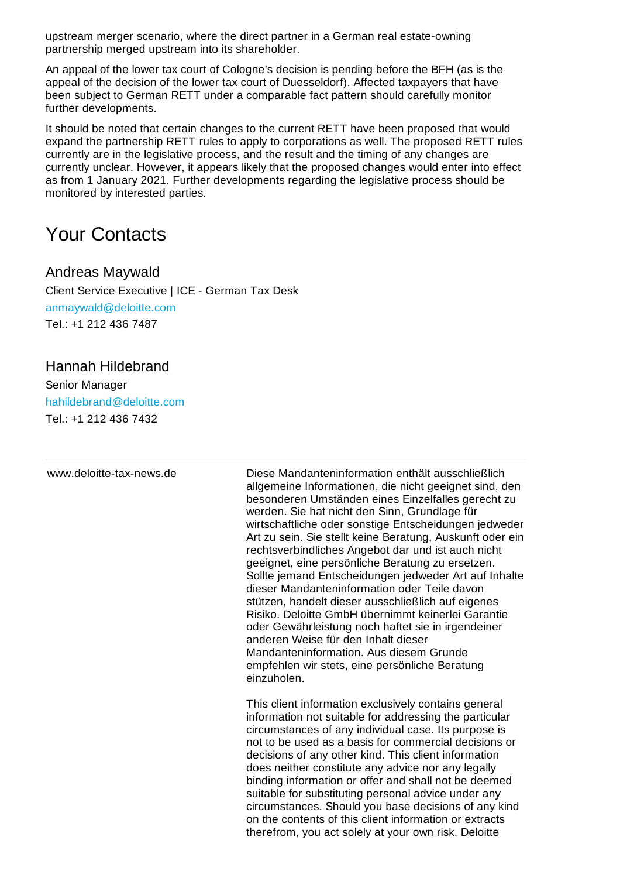upstream merger scenario, where the direct partner in a German real estate-owning partnership merged upstream into its shareholder.

An appeal of the lower tax court of Cologne's decision is pending before the BFH (as is the appeal of the decision of the lower tax court of Duesseldorf). Affected taxpayers that have been subject to German RETT under a comparable fact pattern should carefully monitor further developments.

It should be noted that certain changes to the current RETT have been proposed that would expand the partnership RETT rules to apply to corporations as well. The proposed RETT rules currently are in the legislative process, and the result and the timing of any changes are currently unclear. However, it appears likely that the proposed changes would enter into effect as from 1 January 2021. Further developments regarding the legislative process should be monitored by interested parties.

# Your Contacts

### Andreas Maywald

Client Service Executive | ICE - German Tax Desk
anmaywald@deloitte.com
Tel.: +1 212 436 7487

### Hannah Hildebrand

Senior Manager
hahildebrand@deloitte.com
Tel.: +1 212 436 7432

---

www.deloitte-tax-news.de

Diese Mandanteninformation enthält ausschließlich allgemeine Informationen, die nicht geeignet sind, den besonderen Umständen eines Einzelfalles gerecht zu werden. Sie hat nicht den Sinn, Grundlage für wirtschaftliche oder sonstige Entscheidungen jedweder Art zu sein. Sie stellt keine Beratung, Auskunft oder ein rechtsverbindliches Angebot dar und ist auch nicht geeignet, eine persönliche Beratung zu ersetzen. Sollte jemand Entscheidungen jedweder Art auf Inhalte dieser Mandanteninformation oder Teile davon stützen, handelt dieser ausschließlich auf eigenes Risiko. Deloitte GmbH übernimmt keinerlei Garantie oder Gewährleistung noch haftet sie in irgendeiner anderen Weise für den Inhalt dieser Mandanteninformation. Aus diesem Grunde empfehlen wir stets, eine persönliche Beratung einzuholen.

This client information exclusively contains general information not suitable for addressing the particular circumstances of any individual case. Its purpose is not to be used as a basis for commercial decisions or decisions of any other kind. This client information does neither constitute any advice nor any legally binding information or offer and shall not be deemed suitable for substituting personal advice under any circumstances. Should you base decisions of any kind on the contents of this client information or extracts therefrom, you act solely at your own risk. Deloitte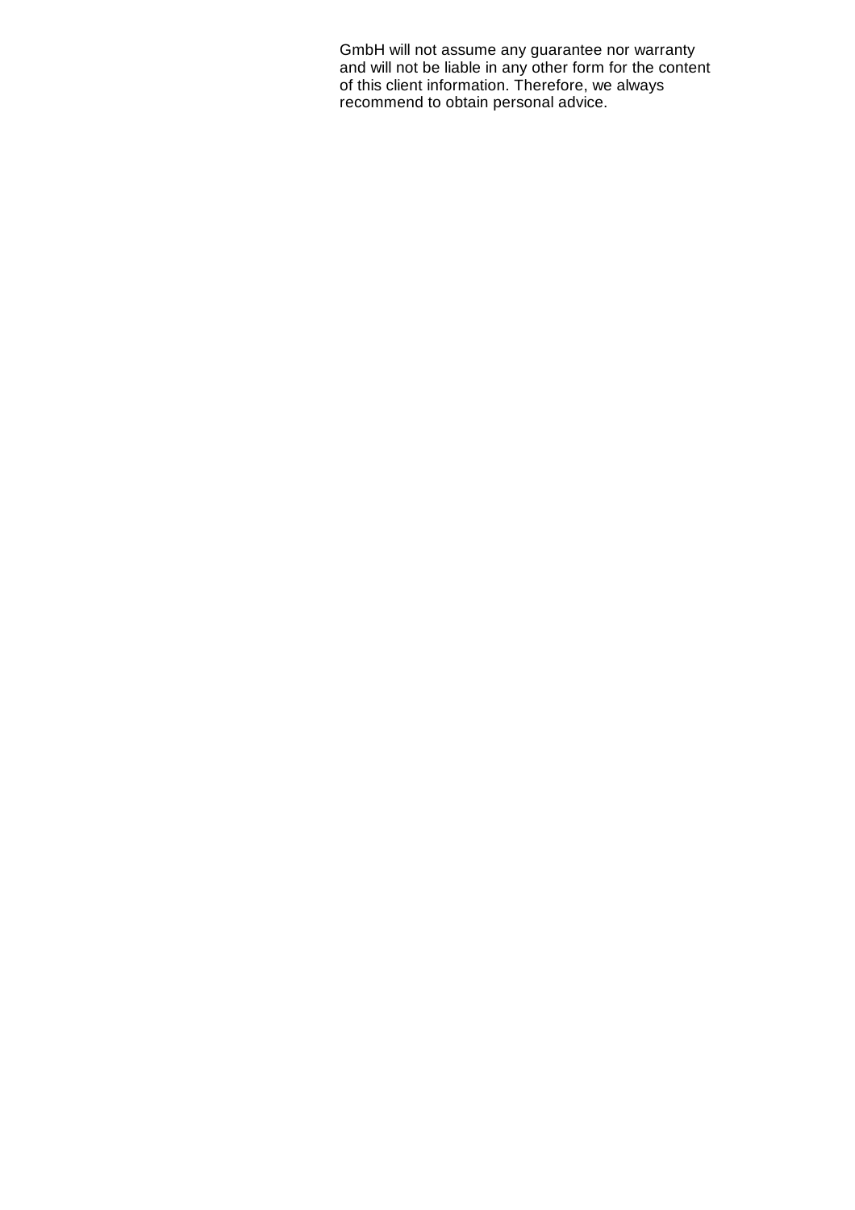GmbH will not assume any guarantee nor warranty and will not be liable in any other form for the content of this client information. Therefore, we always recommend to obtain personal advice.